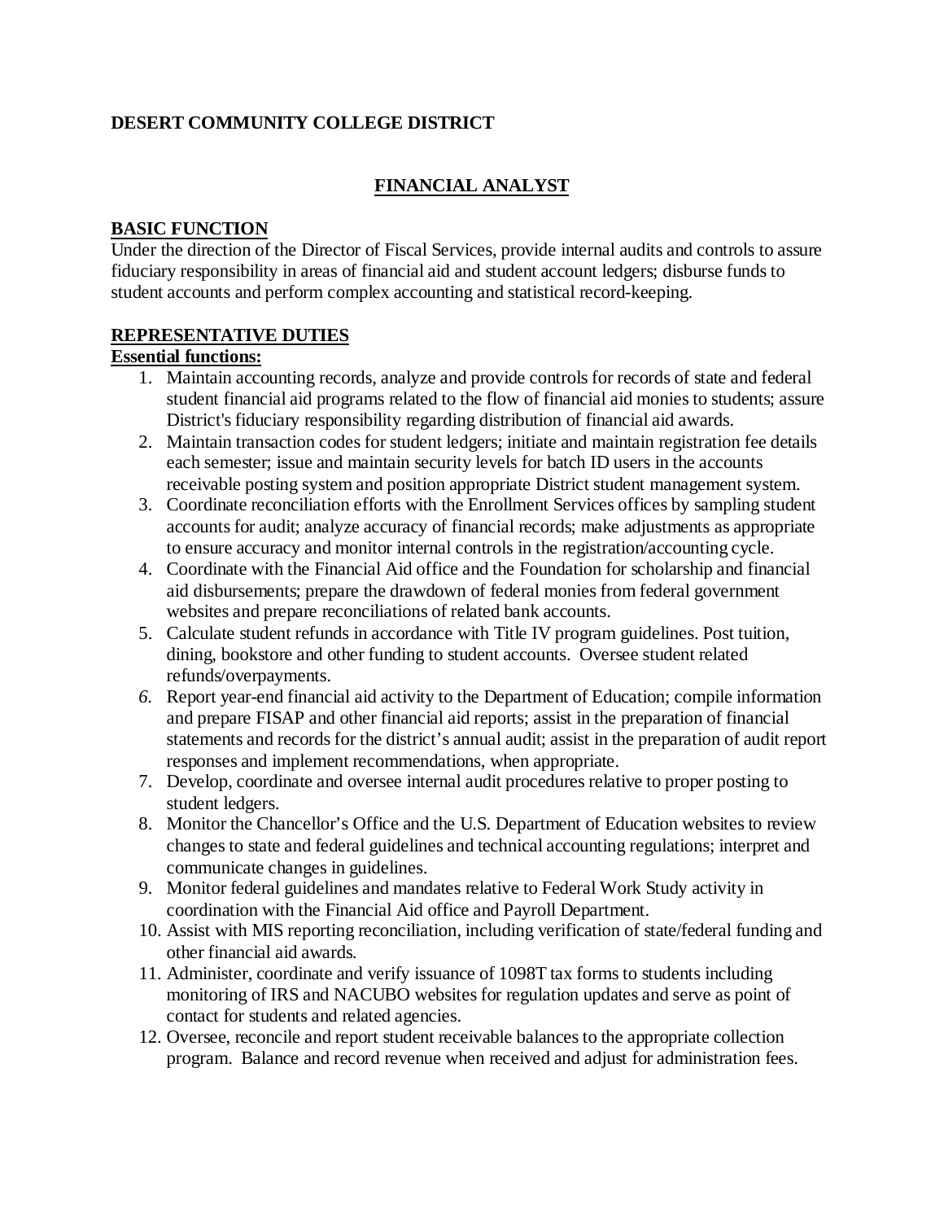**DESERT COMMUNITY COLLEGE DISTRICT**

## FINANCIAL ANALYST

**BASIC FUNCTION**

Under the direction of the Director of Fiscal Services, provide internal audits and controls to assure fiduciary responsibility in areas of financial aid and student account ledgers; disburse funds to student accounts and perform complex accounting and statistical record-keeping.

**REPRESENTATIVE DUTIES**

**Essential functions:**

1. Maintain accounting records, analyze and provide controls for records of state and federal student financial aid programs related to the flow of financial aid monies to students; assure District's fiduciary responsibility regarding distribution of financial aid awards.
2. Maintain transaction codes for student ledgers; initiate and maintain registration fee details each semester; issue and maintain security levels for batch ID users in the accounts receivable posting system and position appropriate District student management system.
3. Coordinate reconciliation efforts with the Enrollment Services offices by sampling student accounts for audit; analyze accuracy of financial records; make adjustments as appropriate to ensure accuracy and monitor internal controls in the registration/accounting cycle.
4. Coordinate with the Financial Aid office and the Foundation for scholarship and financial aid disbursements; prepare the drawdown of federal monies from federal government websites and prepare reconciliations of related bank accounts.
5. Calculate student refunds in accordance with Title IV program guidelines. Post tuition, dining, bookstore and other funding to student accounts. Oversee student related refunds/overpayments.
6. Report year-end financial aid activity to the Department of Education; compile information and prepare FISAP and other financial aid reports; assist in the preparation of financial statements and records for the district's annual audit; assist in the preparation of audit report responses and implement recommendations, when appropriate.
7. Develop, coordinate and oversee internal audit procedures relative to proper posting to student ledgers.
8. Monitor the Chancellor's Office and the U.S. Department of Education websites to review changes to state and federal guidelines and technical accounting regulations; interpret and communicate changes in guidelines.
9. Monitor federal guidelines and mandates relative to Federal Work Study activity in coordination with the Financial Aid office and Payroll Department.
10. Assist with MIS reporting reconciliation, including verification of state/federal funding and other financial aid awards.
11. Administer, coordinate and verify issuance of 1098T tax forms to students including monitoring of IRS and NACUBO websites for regulation updates and serve as point of contact for students and related agencies.
12. Oversee, reconcile and report student receivable balances to the appropriate collection program. Balance and record revenue when received and adjust for administration fees.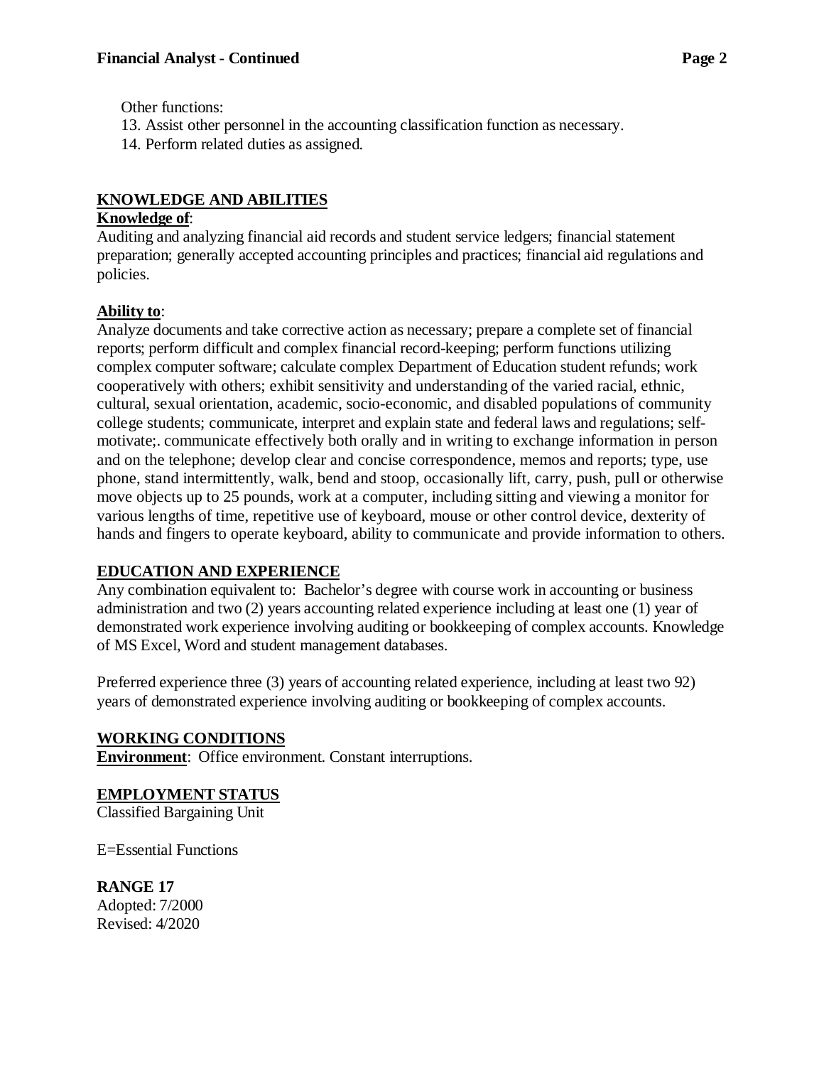Other functions:

13. Assist other personnel in the accounting classification function as necessary.
14. Perform related duties as assigned.

## KNOWLEDGE AND ABILITIES

**Knowledge of**:

Auditing and analyzing financial aid records and student service ledgers; financial statement preparation; generally accepted accounting principles and practices; financial aid regulations and policies.

**Ability to**:

Analyze documents and take corrective action as necessary; prepare a complete set of financial reports; perform difficult and complex financial record-keeping; perform functions utilizing complex computer software; calculate complex Department of Education student refunds; work cooperatively with others; exhibit sensitivity and understanding of the varied racial, ethnic, cultural, sexual orientation, academic, socio-economic, and disabled populations of community college students; communicate, interpret and explain state and federal laws and regulations; self-motivate;. communicate effectively both orally and in writing to exchange information in person and on the telephone; develop clear and concise correspondence, memos and reports; type, use phone, stand intermittently, walk, bend and stoop, occasionally lift, carry, push, pull or otherwise move objects up to 25 pounds, work at a computer, including sitting and viewing a monitor for various lengths of time, repetitive use of keyboard, mouse or other control device, dexterity of hands and fingers to operate keyboard, ability to communicate and provide information to others.

## EDUCATION AND EXPERIENCE

Any combination equivalent to: Bachelor's degree with course work in accounting or business administration and two (2) years accounting related experience including at least one (1) year of demonstrated work experience involving auditing or bookkeeping of complex accounts. Knowledge of MS Excel, Word and student management databases.

Preferred experience three (3) years of accounting related experience, including at least two 92) years of demonstrated experience involving auditing or bookkeeping of complex accounts.

## WORKING CONDITIONS

**Environment**: Office environment. Constant interruptions.

## EMPLOYMENT STATUS

Classified Bargaining Unit

E=Essential Functions

**RANGE 17**

Adopted: 7/2000

Revised: 4/2020